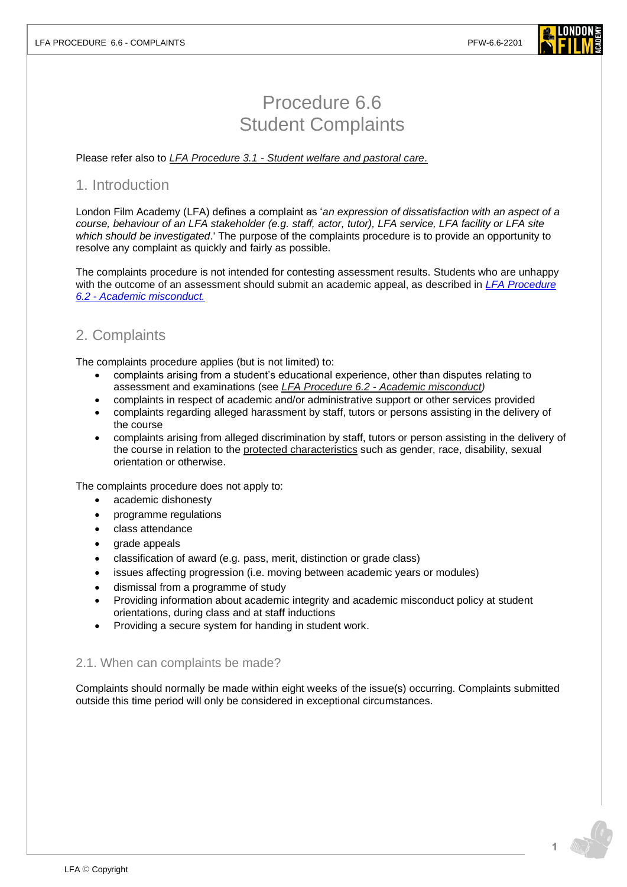# Procedure 6.6
# Student Complaints

Please refer also to *LFA Procedure 3.1 - Student welfare and pastoral care*.

## 1. Introduction

London Film Academy (LFA) defines a complaint as '*an expression of dissatisfaction with an aspect of a course, behaviour of an LFA stakeholder (e.g. staff, actor, tutor), LFA service, LFA facility or LFA site which should be investigated*.' The purpose of the complaints procedure is to provide an opportunity to resolve any complaint as quickly and fairly as possible.

The complaints procedure is not intended for contesting assessment results. Students who are unhappy with the outcome of an assessment should submit an academic appeal, as described in *LFA Procedure 6.2 - Academic misconduct.*

## 2. Complaints

The complaints procedure applies (but is not limited) to:

- complaints arising from a student's educational experience, other than disputes relating to assessment and examinations (see *LFA Procedure 6.2 - Academic misconduct)*
- complaints in respect of academic and/or administrative support or other services provided
- complaints regarding alleged harassment by staff, tutors or persons assisting in the delivery of the course
- complaints arising from alleged discrimination by staff, tutors or person assisting in the delivery of the course in relation to the protected characteristics such as gender, race, disability, sexual orientation or otherwise.

The complaints procedure does not apply to:

- academic dishonesty
- programme regulations
- class attendance
- grade appeals
- classification of award (e.g. pass, merit, distinction or grade class)
- issues affecting progression (i.e. moving between academic years or modules)
- dismissal from a programme of study
- Providing information about academic integrity and academic misconduct policy at student orientations, during class and at staff inductions
- Providing a secure system for handing in student work.

### 2.1. When can complaints be made?

Complaints should normally be made within eight weeks of the issue(s) occurring. Complaints submitted outside this time period will only be considered in exceptional circumstances.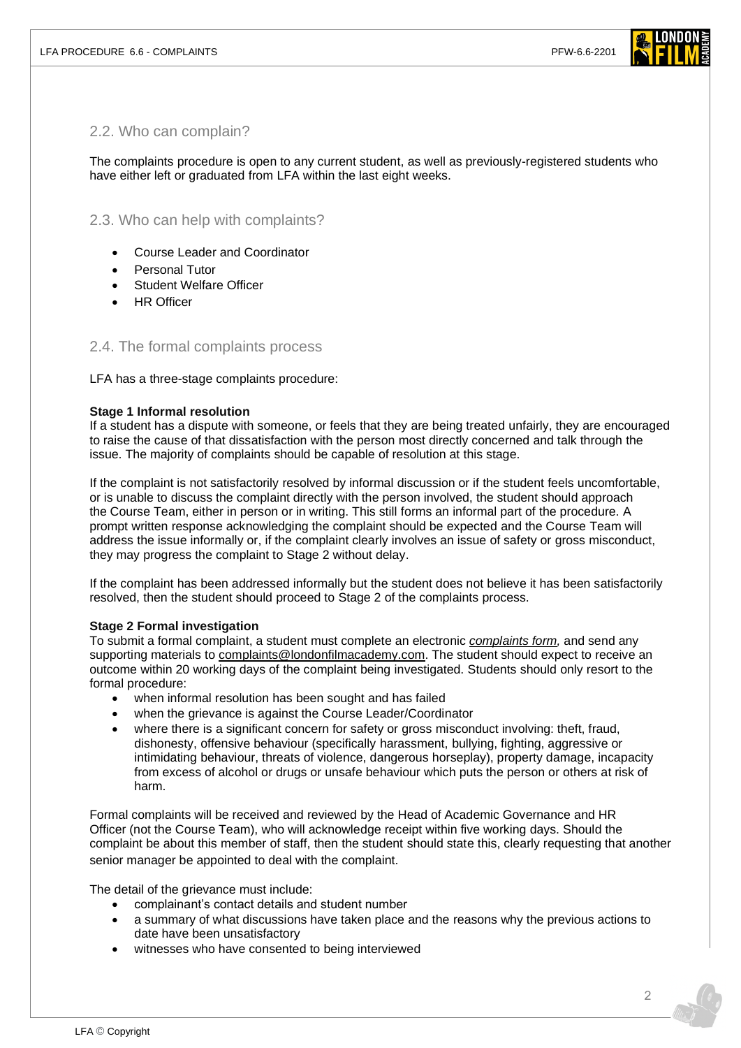## 2.2. Who can complain?

The complaints procedure is open to any current student, as well as previously-registered students who have either left or graduated from LFA within the last eight weeks.

## 2.3. Who can help with complaints?

- Course Leader and Coordinator
- Personal Tutor
- Student Welfare Officer
- HR Officer

## 2.4. The formal complaints process

LFA has a three-stage complaints procedure:

**Stage 1 Informal resolution**
If a student has a dispute with someone, or feels that they are being treated unfairly, they are encouraged to raise the cause of that dissatisfaction with the person most directly concerned and talk through the issue. The majority of complaints should be capable of resolution at this stage.

If the complaint is not satisfactorily resolved by informal discussion or if the student feels uncomfortable, or is unable to discuss the complaint directly with the person involved, the student should approach the Course Team, either in person or in writing. This still forms an informal part of the procedure. A prompt written response acknowledging the complaint should be expected and the Course Team will address the issue informally or, if the complaint clearly involves an issue of safety or gross misconduct, they may progress the complaint to Stage 2 without delay.

If the complaint has been addressed informally but the student does not believe it has been satisfactorily resolved, then the student should proceed to Stage 2 of the complaints process.

**Stage 2 Formal investigation**
To submit a formal complaint, a student must complete an electronic *complaints form,* and send any supporting materials to complaints@londonfilmacademy.com. The student should expect to receive an outcome within 20 working days of the complaint being investigated. Students should only resort to the formal procedure:

- when informal resolution has been sought and has failed
- when the grievance is against the Course Leader/Coordinator
- where there is a significant concern for safety or gross misconduct involving: theft, fraud, dishonesty, offensive behaviour (specifically harassment, bullying, fighting, aggressive or intimidating behaviour, threats of violence, dangerous horseplay), property damage, incapacity from excess of alcohol or drugs or unsafe behaviour which puts the person or others at risk of harm.

Formal complaints will be received and reviewed by the Head of Academic Governance and HR Officer (not the Course Team), who will acknowledge receipt within five working days. Should the complaint be about this member of staff, then the student should state this, clearly requesting that another senior manager be appointed to deal with the complaint.

The detail of the grievance must include:

- complainant's contact details and student number
- a summary of what discussions have taken place and the reasons why the previous actions to date have been unsatisfactory
- witnesses who have consented to being interviewed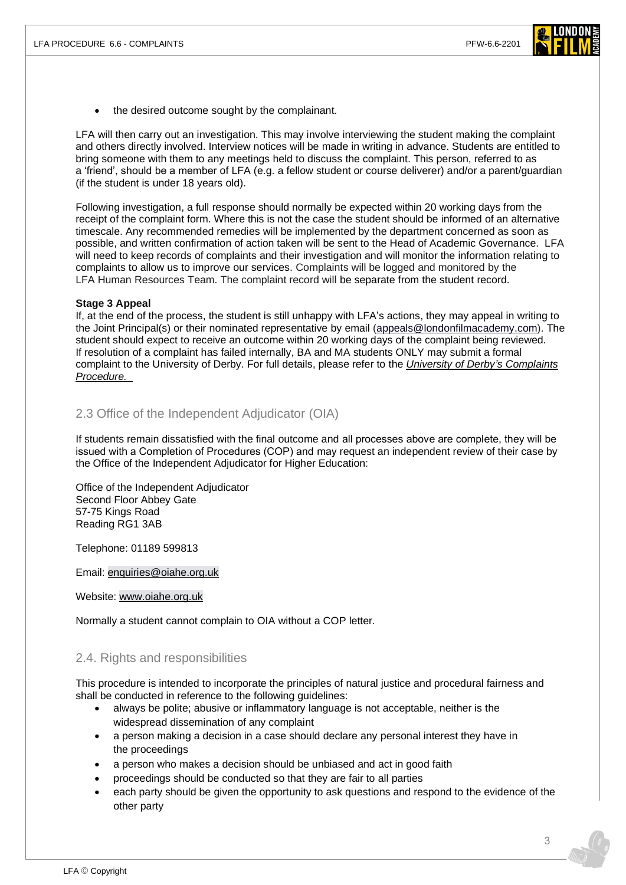- the desired outcome sought by the complainant.

LFA will then carry out an investigation. This may involve interviewing the student making the complaint and others directly involved. Interview notices will be made in writing in advance. Students are entitled to bring someone with them to any meetings held to discuss the complaint. This person, referred to as a 'friend', should be a member of LFA (e.g. a fellow student or course deliverer) and/or a parent/guardian (if the student is under 18 years old).

Following investigation, a full response should normally be expected within 20 working days from the receipt of the complaint form. Where this is not the case the student should be informed of an alternative timescale. Any recommended remedies will be implemented by the department concerned as soon as possible, and written confirmation of action taken will be sent to the Head of Academic Governance. LFA will need to keep records of complaints and their investigation and will monitor the information relating to complaints to allow us to improve our services. Complaints will be logged and monitored by the LFA Human Resources Team. The complaint record will be separate from the student record.

**Stage 3 Appeal**

If, at the end of the process, the student is still unhappy with LFA's actions, they may appeal in writing to the Joint Principal(s) or their nominated representative by email (appeals@londonfilmacademy.com). The student should expect to receive an outcome within 20 working days of the complaint being reviewed. If resolution of a complaint has failed internally, BA and MA students ONLY may submit a formal complaint to the University of Derby. For full details, please refer to the *University of Derby's Complaints Procedure.*

## 2.3 Office of the Independent Adjudicator (OIA)

If students remain dissatisfied with the final outcome and all processes above are complete, they will be issued with a Completion of Procedures (COP) and may request an independent review of their case by the Office of the Independent Adjudicator for Higher Education:

Office of the Independent Adjudicator
Second Floor Abbey Gate
57-75 Kings Road
Reading RG1 3AB

Telephone: 01189 599813

Email: enquiries@oiahe.org.uk

Website: www.oiahe.org.uk

Normally a student cannot complain to OIA without a COP letter.

## 2.4. Rights and responsibilities

This procedure is intended to incorporate the principles of natural justice and procedural fairness and shall be conducted in reference to the following guidelines:

- always be polite; abusive or inflammatory language is not acceptable, neither is the widespread dissemination of any complaint
- a person making a decision in a case should declare any personal interest they have in the proceedings
- a person who makes a decision should be unbiased and act in good faith
- proceedings should be conducted so that they are fair to all parties
- each party should be given the opportunity to ask questions and respond to the evidence of the other party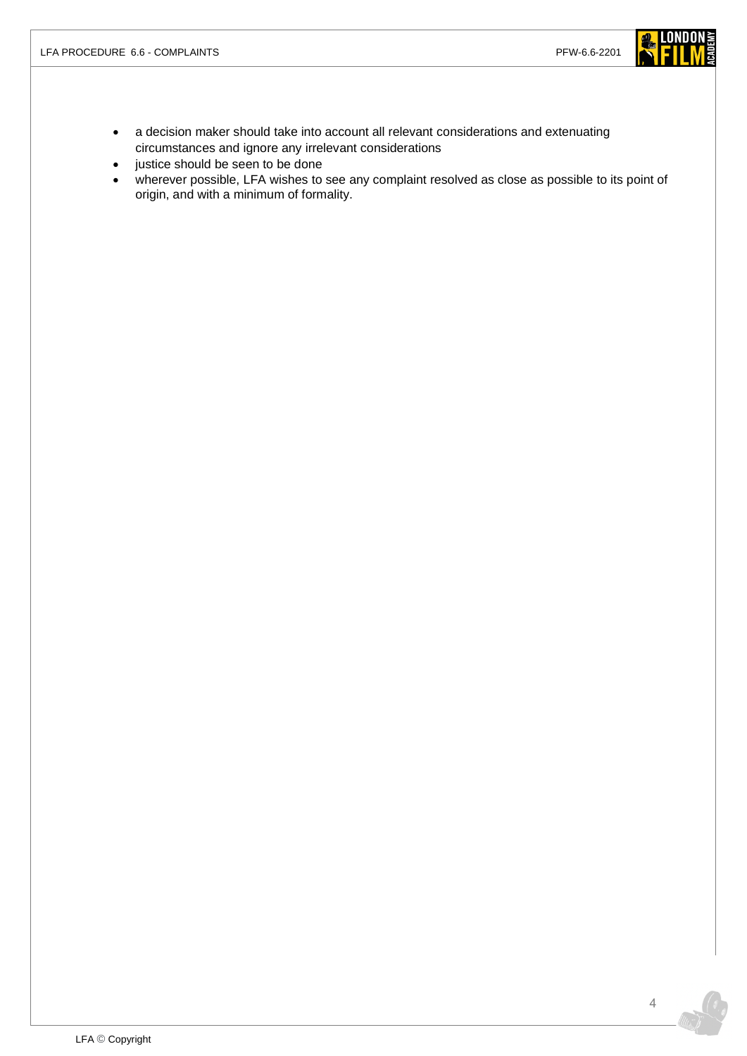- a decision maker should take into account all relevant considerations and extenuating circumstances and ignore any irrelevant considerations
- justice should be seen to be done
- wherever possible, LFA wishes to see any complaint resolved as close as possible to its point of origin, and with a minimum of formality.